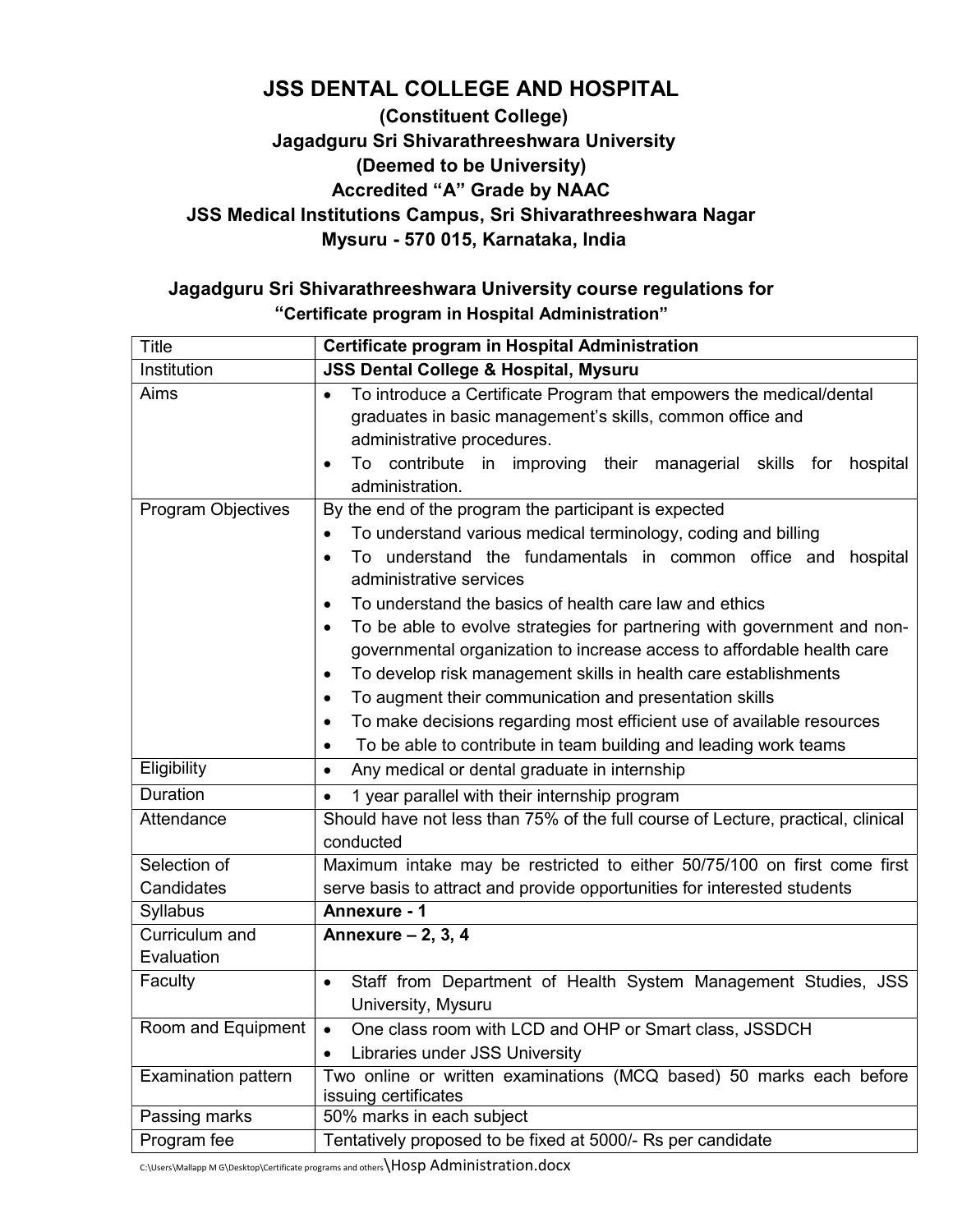# JSS DENTAL COLLEGE AND HOSPITAL

**(Constituent College)**
**Jagadguru Sri Shivarathreeshwara University**
**(Deemed to be University)**
**Accredited "A" Grade by NAAC**
**JSS Medical Institutions Campus, Sri Shivarathreeshwara Nagar**
**Mysuru - 570 015, Karnataka, India**

## Jagadguru Sri Shivarathreeshwara University course regulations for "Certificate program in Hospital Administration"

| Title | **Certificate program in Hospital Administration** |
|---|---|
| Institution | **JSS Dental College & Hospital, Mysuru** |
| Aims | • To introduce a Certificate Program that empowers the medical/dental graduates in basic management's skills, common office and administrative procedures.<br>• To contribute in improving their managerial skills for hospital administration. |
| Program Objectives | By the end of the program the participant is expected<br>• To understand various medical terminology, coding and billing<br>• To understand the fundamentals in common office and hospital administrative services<br>• To understand the basics of health care law and ethics<br>• To be able to evolve strategies for partnering with government and non-governmental organization to increase access to affordable health care<br>• To develop risk management skills in health care establishments<br>• To augment their communication and presentation skills<br>• To make decisions regarding most efficient use of available resources<br>• To be able to contribute in team building and leading work teams |
| Eligibility | • Any medical or dental graduate in internship |
| Duration | • 1 year parallel with their internship program |
| Attendance | Should have not less than 75% of the full course of Lecture, practical, clinical conducted |
| Selection of Candidates | Maximum intake may be restricted to either 50/75/100 on first come first serve basis to attract and provide opportunities for interested students |
| Syllabus | **Annexure - 1** |
| Curriculum and Evaluation | **Annexure – 2, 3, 4** |
| Faculty | • Staff from Department of Health System Management Studies, JSS University, Mysuru |
| Room and Equipment | • One class room with LCD and OHP or Smart class, JSSDCH<br>• Libraries under JSS University |
| Examination pattern | Two online or written examinations (MCQ based) 50 marks each before issuing certificates |
| Passing marks | 50% marks in each subject |
| Program fee | Tentatively proposed to be fixed at 5000/- Rs per candidate |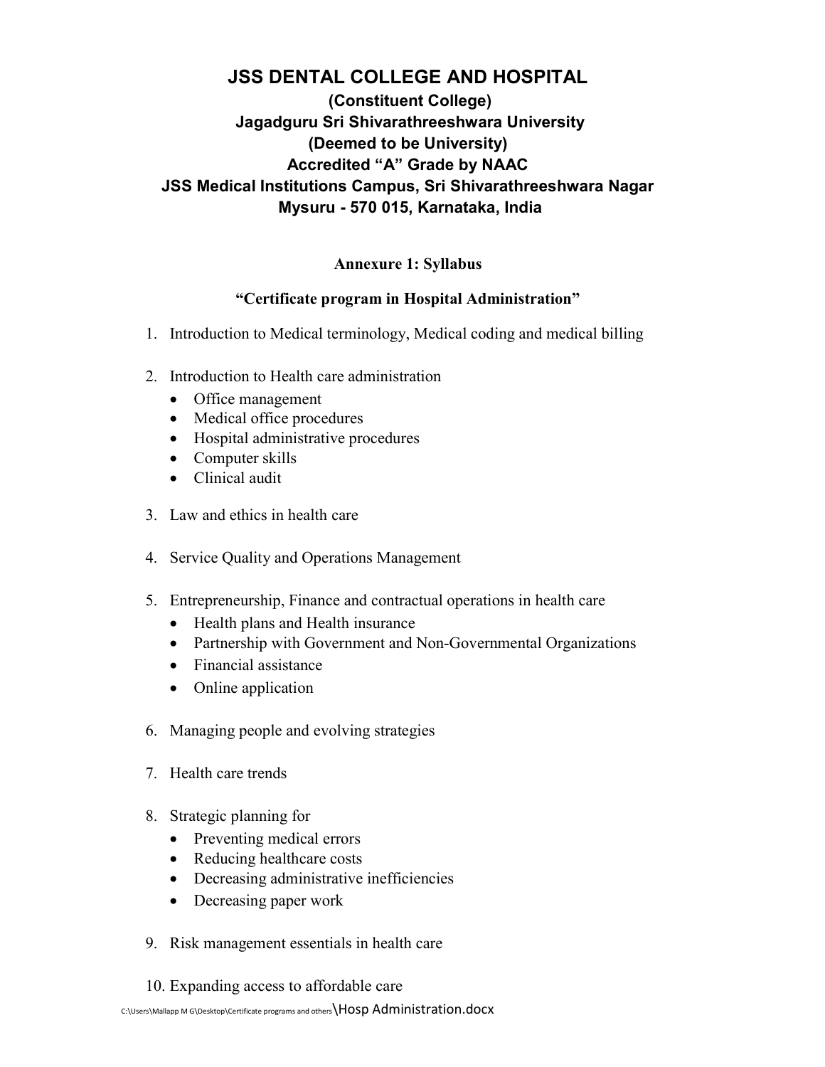# JSS DENTAL COLLEGE AND HOSPITAL

**(Constituent College)**
**Jagadguru Sri Shivarathreeshwara University**
**(Deemed to be University)**
**Accredited "A" Grade by NAAC**
**JSS Medical Institutions Campus, Sri Shivarathreeshwara Nagar**
**Mysuru - 570 015, Karnataka, India**

## Annexure 1: Syllabus

### "Certificate program in Hospital Administration"

1. Introduction to Medical terminology, Medical coding and medical billing

2. Introduction to Health care administration
   - Office management
   - Medical office procedures
   - Hospital administrative procedures
   - Computer skills
   - Clinical audit

3. Law and ethics in health care

4. Service Quality and Operations Management

5. Entrepreneurship, Finance and contractual operations in health care
   - Health plans and Health insurance
   - Partnership with Government and Non-Governmental Organizations
   - Financial assistance
   - Online application

6. Managing people and evolving strategies

7. Health care trends

8. Strategic planning for
   - Preventing medical errors
   - Reducing healthcare costs
   - Decreasing administrative inefficiencies
   - Decreasing paper work

9. Risk management essentials in health care

10. Expanding access to affordable care

C:\Users\Mallapp M G\Desktop\Certificate programs and others\Hosp Administration.docx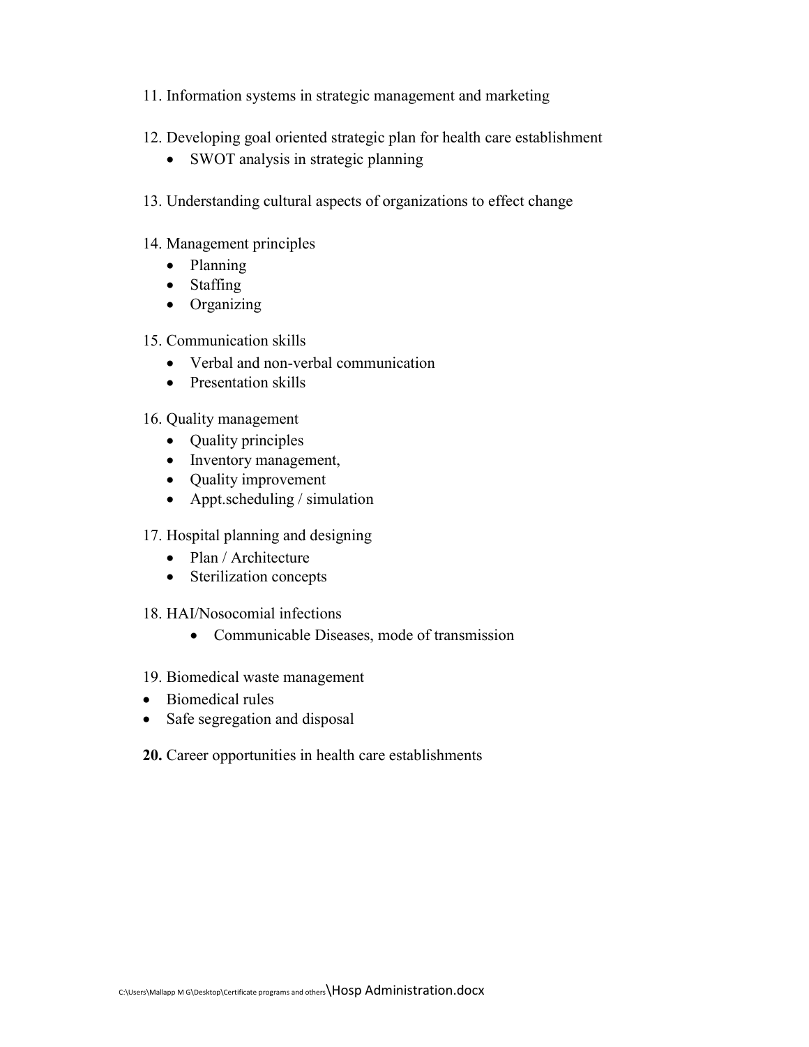11. Information systems in strategic management and marketing

12. Developing goal oriented strategic plan for health care establishment
    - SWOT analysis in strategic planning

13. Understanding cultural aspects of organizations to effect change

14. Management principles
    - Planning
    - Staffing
    - Organizing

15. Communication skills
    - Verbal and non-verbal communication
    - Presentation skills

16. Quality management
    - Quality principles
    - Inventory management,
    - Quality improvement
    - Appt.scheduling / simulation

17. Hospital planning and designing
    - Plan / Architecture
    - Sterilization concepts

18. HAI/Nosocomial infections
    - Communicable Diseases, mode of transmission

19. Biomedical waste management

- Biomedical rules
- Safe segregation and disposal

**20.** Career opportunities in health care establishments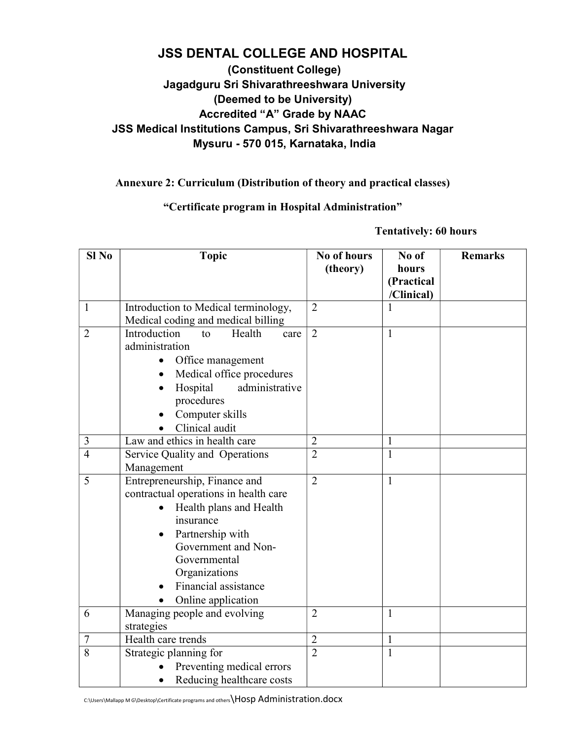# JSS DENTAL COLLEGE AND HOSPITAL

**(Constituent College)**
**Jagadguru Sri Shivarathreeshwara University**
**(Deemed to be University)**
**Accredited “A” Grade by NAAC**
**JSS Medical Institutions Campus, Sri Shivarathreeshwara Nagar**
**Mysuru - 570 015, Karnataka, India**

**Annexure 2: Curriculum (Distribution of theory and practical classes)**

**“Certificate program in Hospital Administration”**

**Tentatively: 60 hours**

| Sl No | Topic | No of hours (theory) | No of hours (Practical /Clinical) | Remarks |
|---|---|---|---|---|
| 1 | Introduction to Medical terminology, Medical coding and medical billing | 2 | 1 | |
| 2 | Introduction to Health care administration<br>• Office management<br>• Medical office procedures<br>• Hospital administrative procedures<br>• Computer skills<br>• Clinical audit | 2 | 1 | |
| 3 | Law and ethics in health care | 2 | 1 | |
| 4 | Service Quality and Operations Management | 2 | 1 | |
| 5 | Entrepreneurship, Finance and contractual operations in health care<br>• Health plans and Health insurance<br>• Partnership with Government and Non-Governmental Organizations<br>• Financial assistance<br>• Online application | 2 | 1 | |
| 6 | Managing people and evolving strategies | 2 | 1 | |
| 7 | Health care trends | 2 | 1 | |
| 8 | Strategic planning for<br>• Preventing medical errors<br>• Reducing healthcare costs | 2 | 1 | |

C:\Users\Mallapp M G\Desktop\Certificate programs and others\Hosp Administration.docx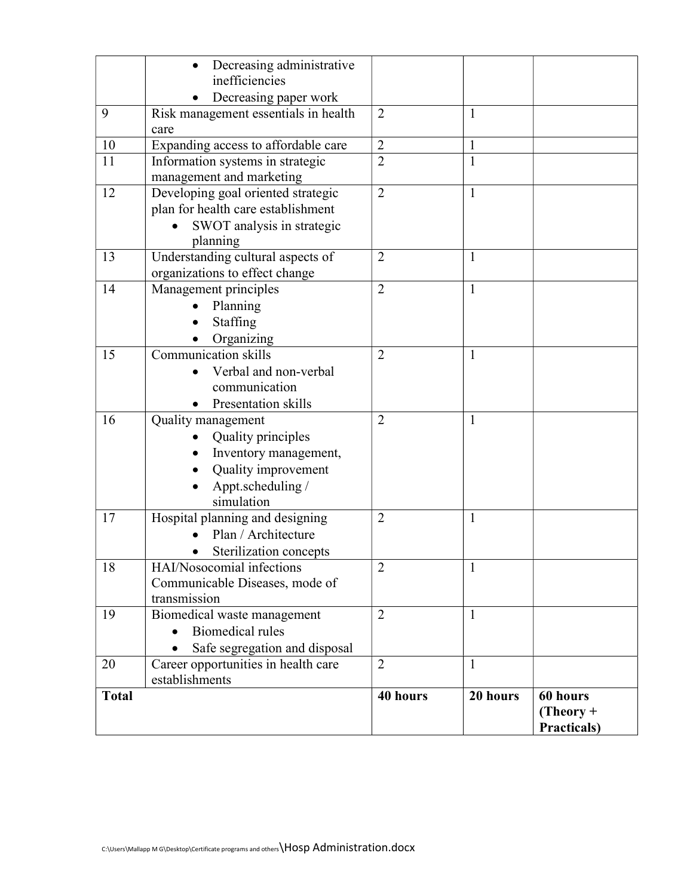| | | | | |
|---|---|---|---|---|
| | • Decreasing administrative inefficiencies<br>• Decreasing paper work | | | |
| 9 | Risk management essentials in health care | 2 | 1 | |
| 10 | Expanding access to affordable care | 2 | 1 | |
| 11 | Information systems in strategic management and marketing | 2 | 1 | |
| 12 | Developing goal oriented strategic plan for health care establishment<br>• SWOT analysis in strategic planning | 2 | 1 | |
| 13 | Understanding cultural aspects of organizations to effect change | 2 | 1 | |
| 14 | Management principles<br>• Planning<br>• Staffing<br>• Organizing | 2 | 1 | |
| 15 | Communication skills<br>• Verbal and non-verbal communication<br>• Presentation skills | 2 | 1 | |
| 16 | Quality management<br>• Quality principles<br>• Inventory management,<br>• Quality improvement<br>• Appt.scheduling / simulation | 2 | 1 | |
| 17 | Hospital planning and designing<br>• Plan / Architecture<br>• Sterilization concepts | 2 | 1 | |
| 18 | HAI/Nosocomial infections Communicable Diseases, mode of transmission | 2 | 1 | |
| 19 | Biomedical waste management<br>• Biomedical rules<br>• Safe segregation and disposal | 2 | 1 | |
| 20 | Career opportunities in health care establishments | 2 | 1 | |
| **Total** | | **40 hours** | **20 hours** | **60 hours (Theory + Practicals)** |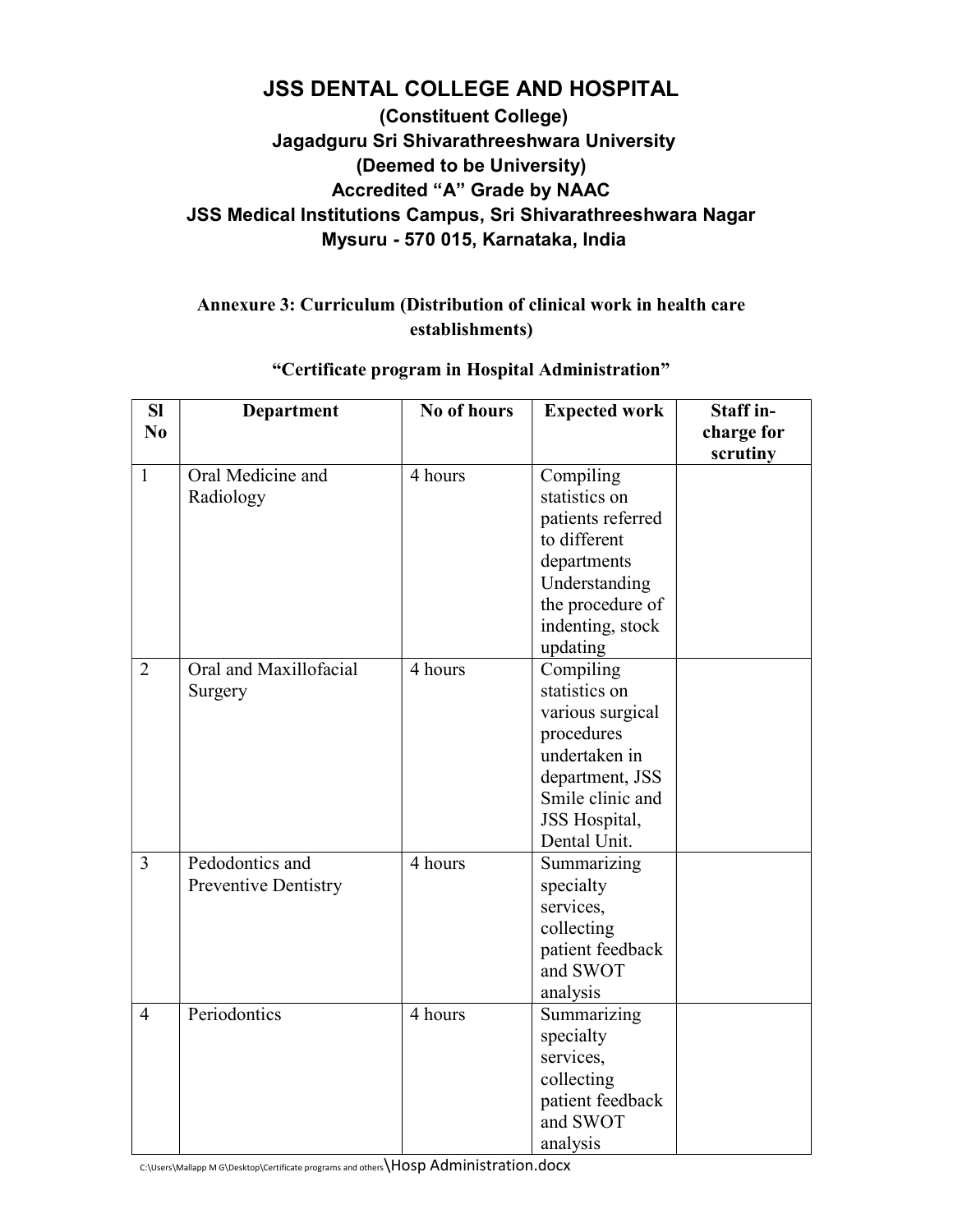# JSS DENTAL COLLEGE AND HOSPITAL

**(Constituent College)**
**Jagadguru Sri Shivarathreeshwara University**
**(Deemed to be University)**
**Accredited "A" Grade by NAAC**
**JSS Medical Institutions Campus, Sri Shivarathreeshwara Nagar**
**Mysuru - 570 015, Karnataka, India**

## Annexure 3: Curriculum (Distribution of clinical work in health care establishments)

### "Certificate program in Hospital Administration"

| Sl No | Department | No of hours | Expected work | Staff in-charge for scrutiny |
|---|---|---|---|---|
| 1 | Oral Medicine and Radiology | 4 hours | Compiling statistics on patients referred to different departments Understanding the procedure of indenting, stock updating | |
| 2 | Oral and Maxillofacial Surgery | 4 hours | Compiling statistics on various surgical procedures undertaken in department, JSS Smile clinic and JSS Hospital, Dental Unit. | |
| 3 | Pedodontics and Preventive Dentistry | 4 hours | Summarizing specialty services, collecting patient feedback and SWOT analysis | |
| 4 | Periodontics | 4 hours | Summarizing specialty services, collecting patient feedback and SWOT analysis | |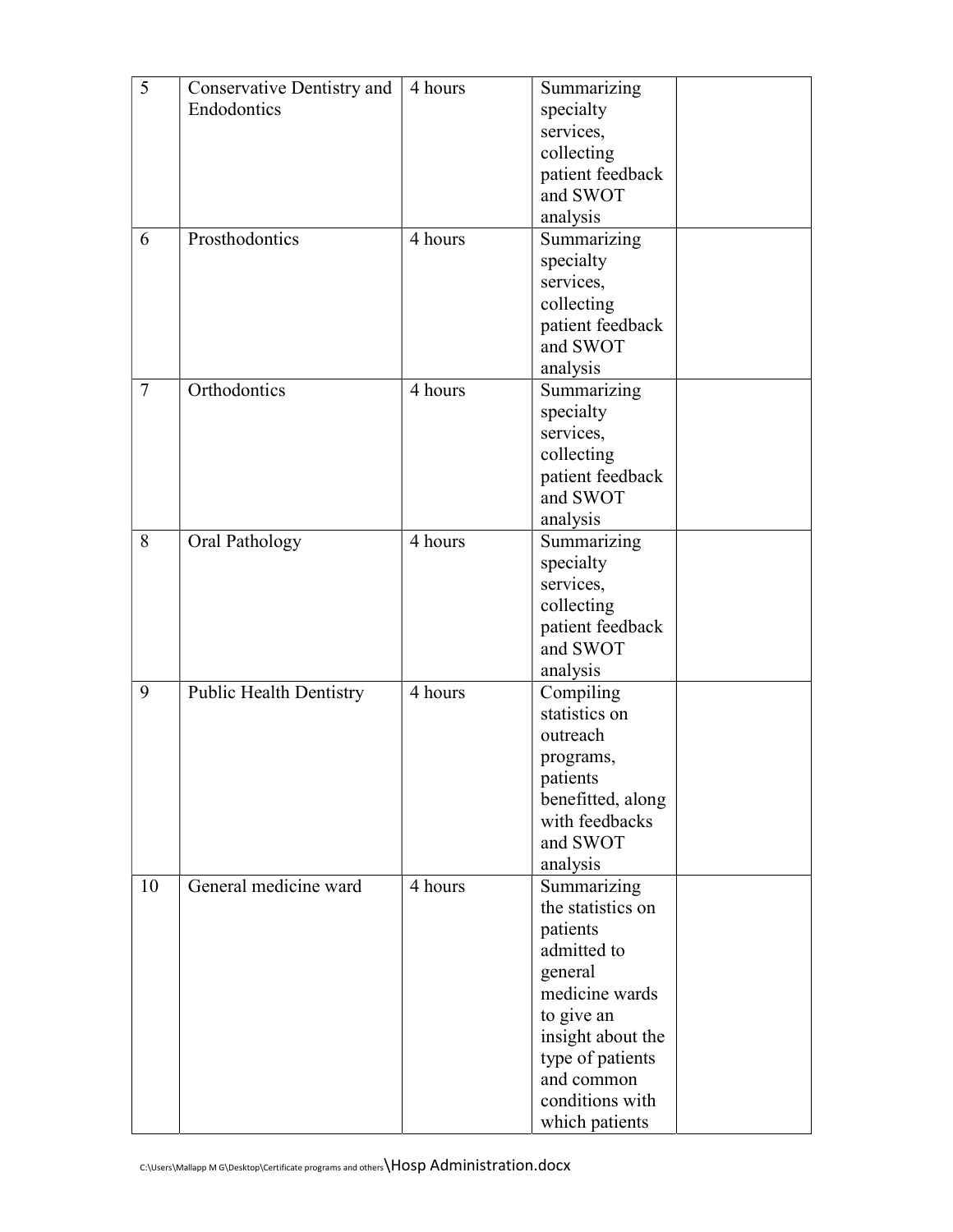| 5 | Conservative Dentistry and Endodontics | 4 hours | Summarizing specialty services, collecting patient feedback and SWOT analysis | |
|---|---|---|---|---|
| 6 | Prosthodontics | 4 hours | Summarizing specialty services, collecting patient feedback and SWOT analysis | |
| 7 | Orthodontics | 4 hours | Summarizing specialty services, collecting patient feedback and SWOT analysis | |
| 8 | Oral Pathology | 4 hours | Summarizing specialty services, collecting patient feedback and SWOT analysis | |
| 9 | Public Health Dentistry | 4 hours | Compiling statistics on outreach programs, patients benefitted, along with feedbacks and SWOT analysis | |
| 10 | General medicine ward | 4 hours | Summarizing the statistics on patients admitted to general medicine wards to give an insight about the type of patients and common conditions with which patients | |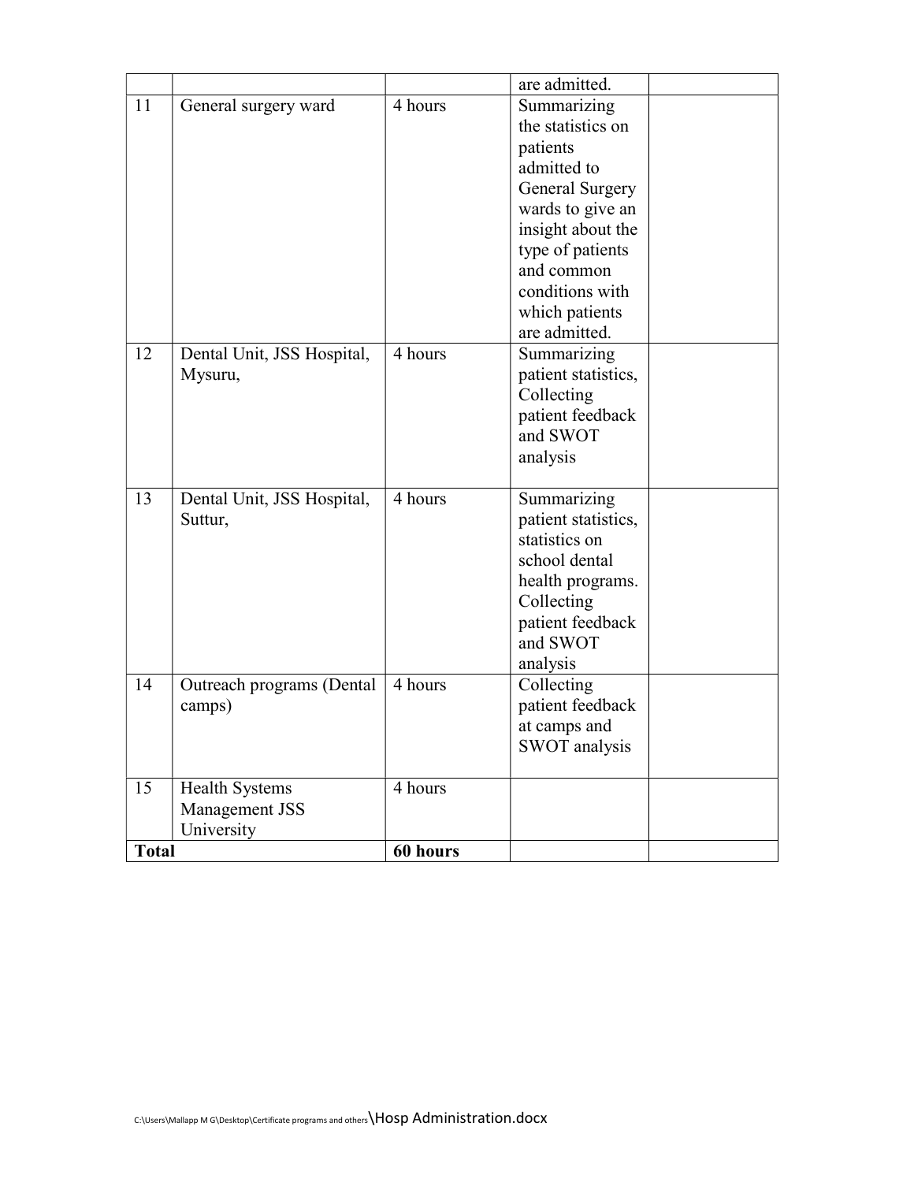| | | | | |
|---|---|---|---|---|
| | | | are admitted. | |
| 11 | General surgery ward | 4 hours | Summarizing the statistics on patients admitted to General Surgery wards to give an insight about the type of patients and common conditions with which patients are admitted. | |
| 12 | Dental Unit, JSS Hospital, Mysuru, | 4 hours | Summarizing patient statistics, Collecting patient feedback and SWOT analysis | |
| 13 | Dental Unit, JSS Hospital, Suttur, | 4 hours | Summarizing patient statistics, statistics on school dental health programs. Collecting patient feedback and SWOT analysis | |
| 14 | Outreach programs (Dental camps) | 4 hours | Collecting patient feedback at camps and SWOT analysis | |
| 15 | Health Systems Management JSS University | 4 hours | | |
| **Total** | | **60 hours** | | |

C:\Users\Mallapp M G\Desktop\Certificate programs and others\Hosp Administration.docx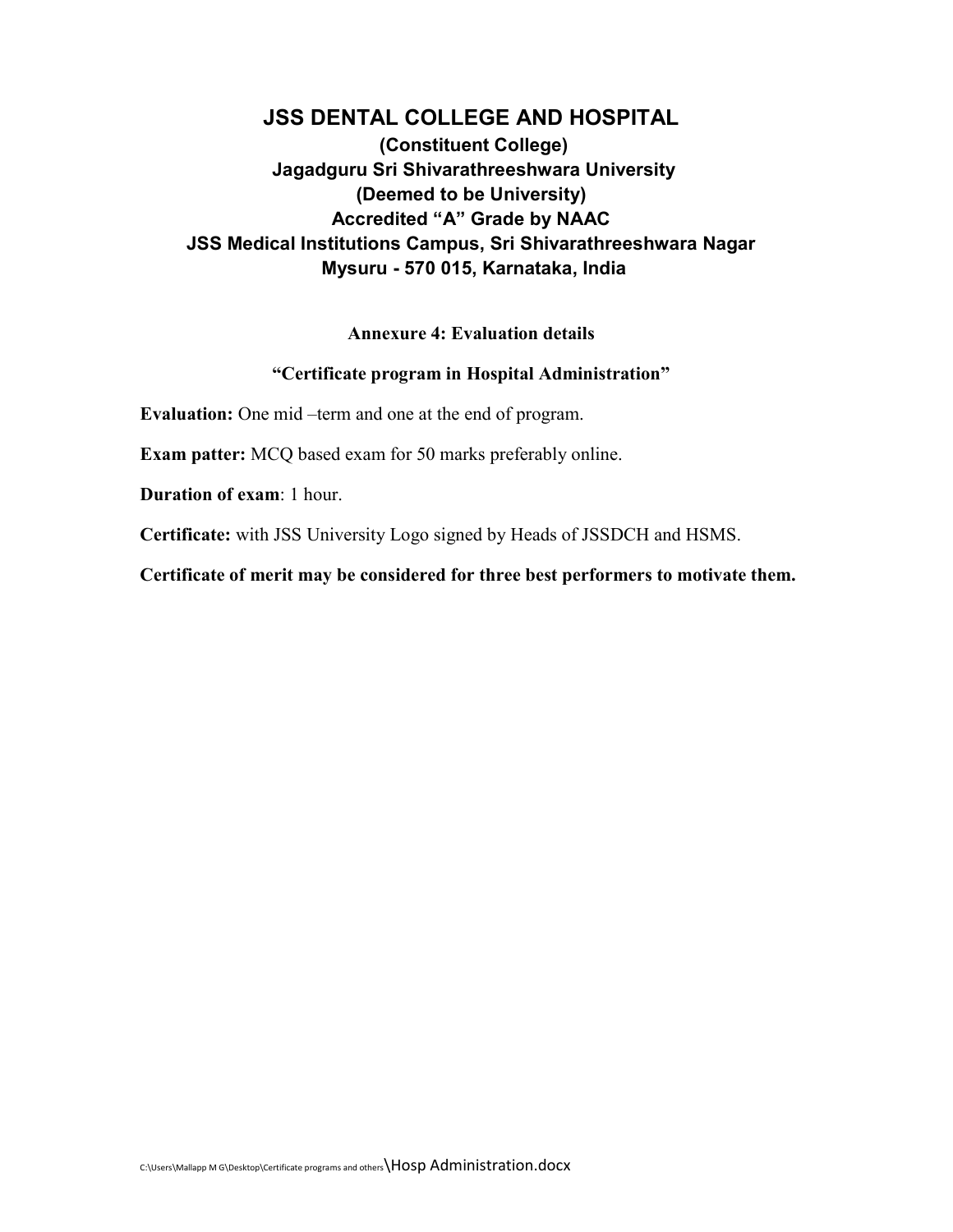# JSS DENTAL COLLEGE AND HOSPITAL

**(Constituent College)**
**Jagadguru Sri Shivarathreeshwara University**
**(Deemed to be University)**
**Accredited "A" Grade by NAAC**
**JSS Medical Institutions Campus, Sri Shivarathreeshwara Nagar**
**Mysuru - 570 015, Karnataka, India**

## Annexure 4: Evaluation details

### "Certificate program in Hospital Administration"

**Evaluation:** One mid –term and one at the end of program.

**Exam patter:** MCQ based exam for 50 marks preferably online.

**Duration of exam**: 1 hour.

**Certificate:** with JSS University Logo signed by Heads of JSSDCH and HSMS.

**Certificate of merit may be considered for three best performers to motivate them.**